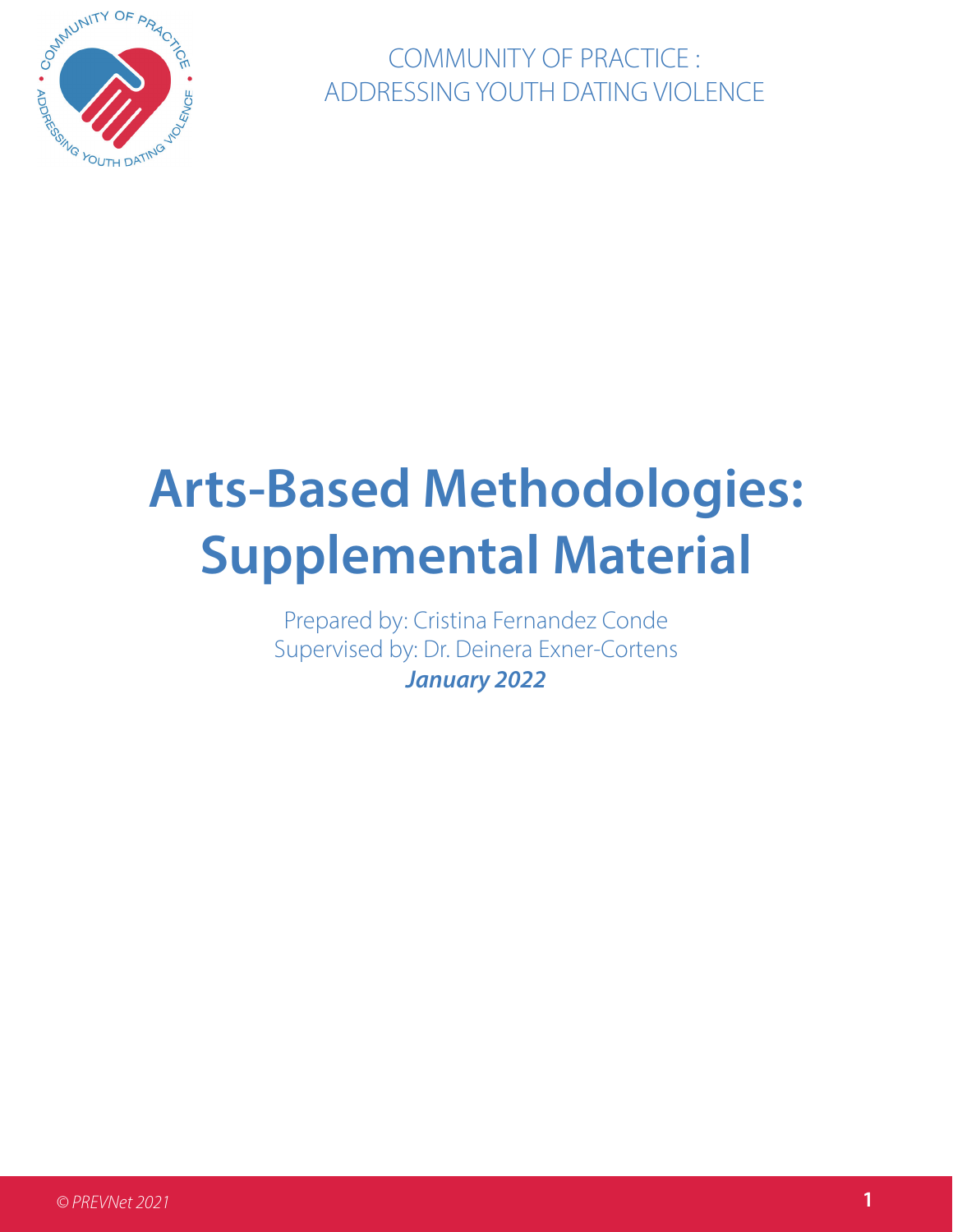COMMUNITY OF PRACTICE : ADDRESSING YOUTH DATING VIOLENCE

# Arts-Based Methodologies: Supplemental Material

Prepared by: Cristina Fernandez Conde
Supervised by: Dr. Deinera Exner-Cortens
***January 2022***

*© PREVNet 2021*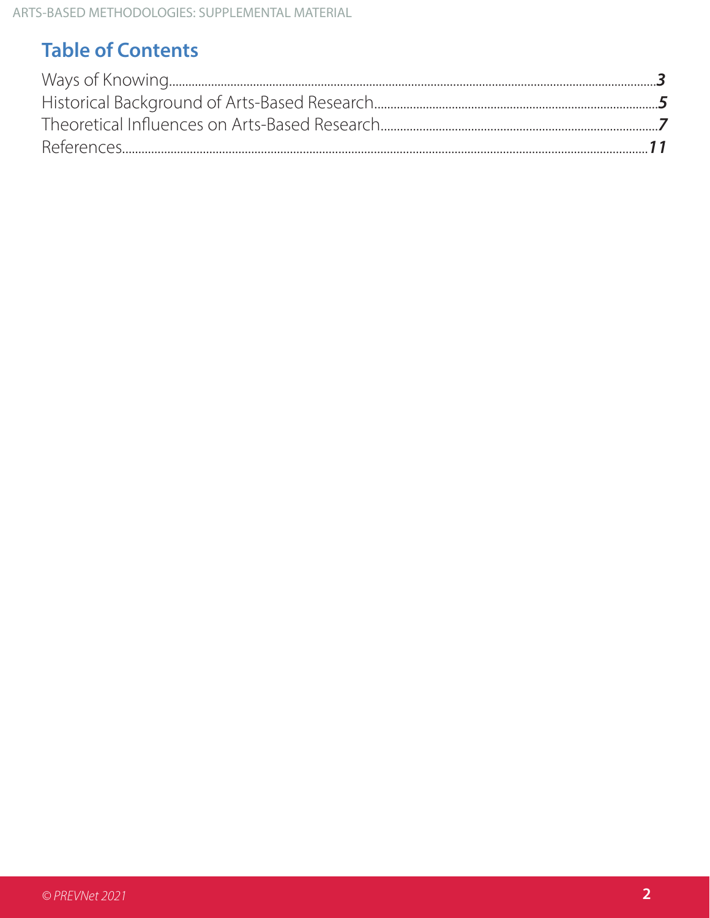## Table of Contents

Ways of Knowing........................................................................................................*3*
Historical Background of Arts-Based Research..........................................................*5*
Theoretical Influences on Arts-Based Research...........................................................*7*
References..................................................................................................................*11*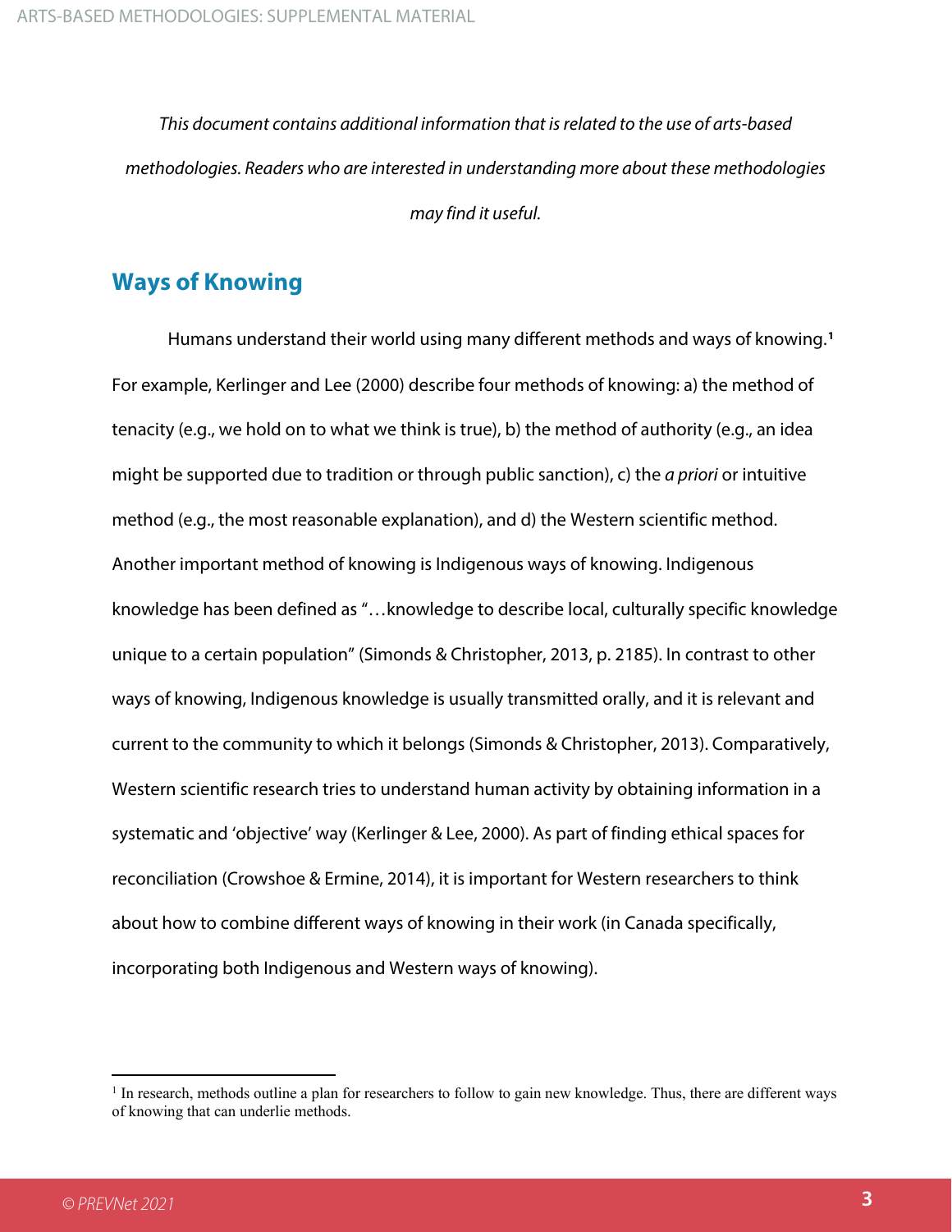*This document contains additional information that is related to the use of arts-based methodologies. Readers who are interested in understanding more about these methodologies may find it useful.*

## Ways of Knowing

Humans understand their world using many different methods and ways of knowing.[1] For example, Kerlinger and Lee (2000) describe four methods of knowing: a) the method of tenacity (e.g., we hold on to what we think is true), b) the method of authority (e.g., an idea might be supported due to tradition or through public sanction), c) the *a priori* or intuitive method (e.g., the most reasonable explanation), and d) the Western scientific method. Another important method of knowing is Indigenous ways of knowing. Indigenous knowledge has been defined as "…knowledge to describe local, culturally specific knowledge unique to a certain population" (Simonds & Christopher, 2013, p. 2185). In contrast to other ways of knowing, Indigenous knowledge is usually transmitted orally, and it is relevant and current to the community to which it belongs (Simonds & Christopher, 2013). Comparatively, Western scientific research tries to understand human activity by obtaining information in a systematic and 'objective' way (Kerlinger & Lee, 2000). As part of finding ethical spaces for reconciliation (Crowshoe & Ermine, 2014), it is important for Western researchers to think about how to combine different ways of knowing in their work (in Canada specifically, incorporating both Indigenous and Western ways of knowing).

---

[1] In research, methods outline a plan for researchers to follow to gain new knowledge. Thus, there are different ways of knowing that can underlie methods.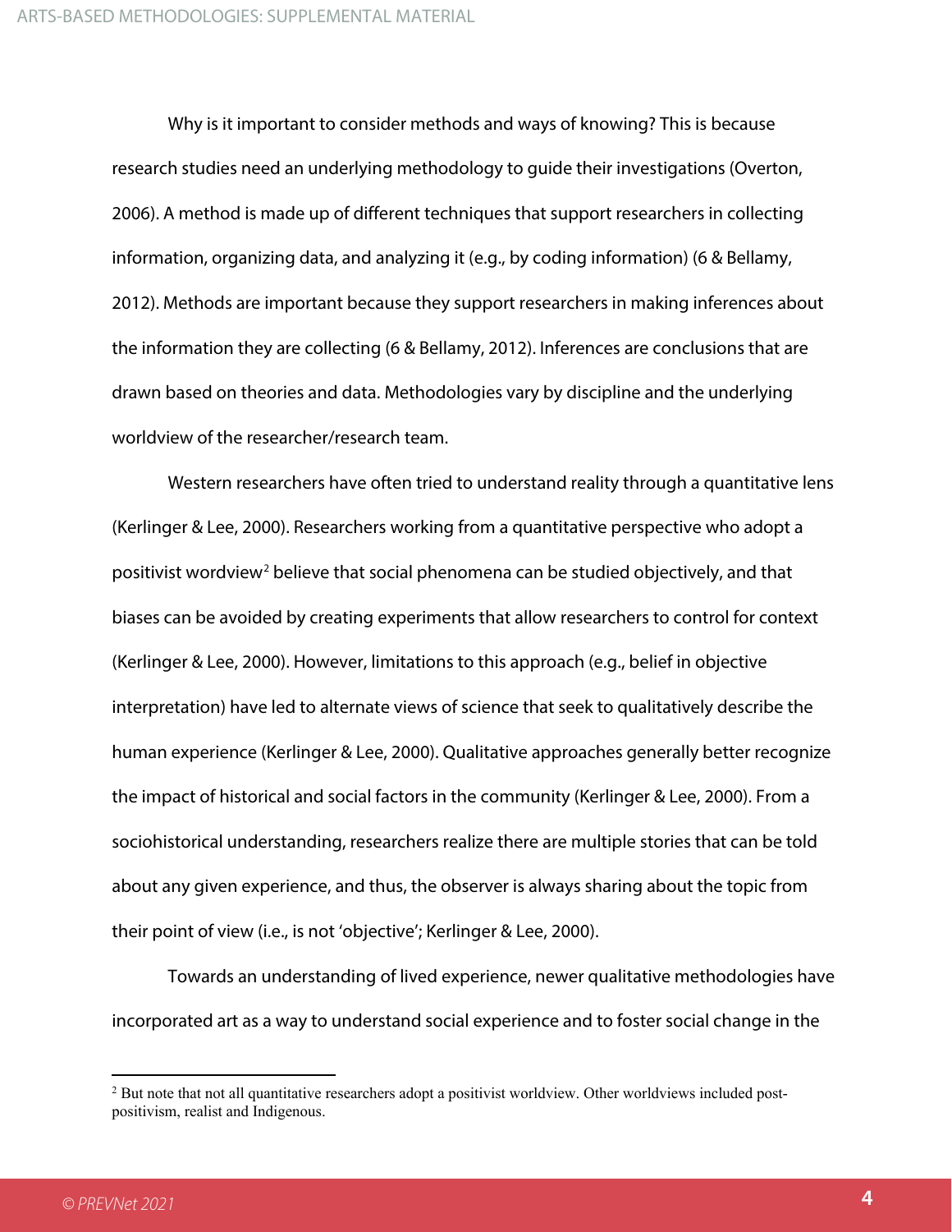Why is it important to consider methods and ways of knowing? This is because research studies need an underlying methodology to guide their investigations (Overton, 2006). A method is made up of different techniques that support researchers in collecting information, organizing data, and analyzing it (e.g., by coding information) (6 & Bellamy, 2012). Methods are important because they support researchers in making inferences about the information they are collecting (6 & Bellamy, 2012). Inferences are conclusions that are drawn based on theories and data. Methodologies vary by discipline and the underlying worldview of the researcher/research team.

Western researchers have often tried to understand reality through a quantitative lens (Kerlinger & Lee, 2000). Researchers working from a quantitative perspective who adopt a positivist wordview[2] believe that social phenomena can be studied objectively, and that biases can be avoided by creating experiments that allow researchers to control for context (Kerlinger & Lee, 2000). However, limitations to this approach (e.g., belief in objective interpretation) have led to alternate views of science that seek to qualitatively describe the human experience (Kerlinger & Lee, 2000). Qualitative approaches generally better recognize the impact of historical and social factors in the community (Kerlinger & Lee, 2000). From a sociohistorical understanding, researchers realize there are multiple stories that can be told about any given experience, and thus, the observer is always sharing about the topic from their point of view (i.e., is not 'objective'; Kerlinger & Lee, 2000).

Towards an understanding of lived experience, newer qualitative methodologies have incorporated art as a way to understand social experience and to foster social change in the

[2] But note that not all quantitative researchers adopt a positivist worldview. Other worldviews included post-positivism, realist and Indigenous.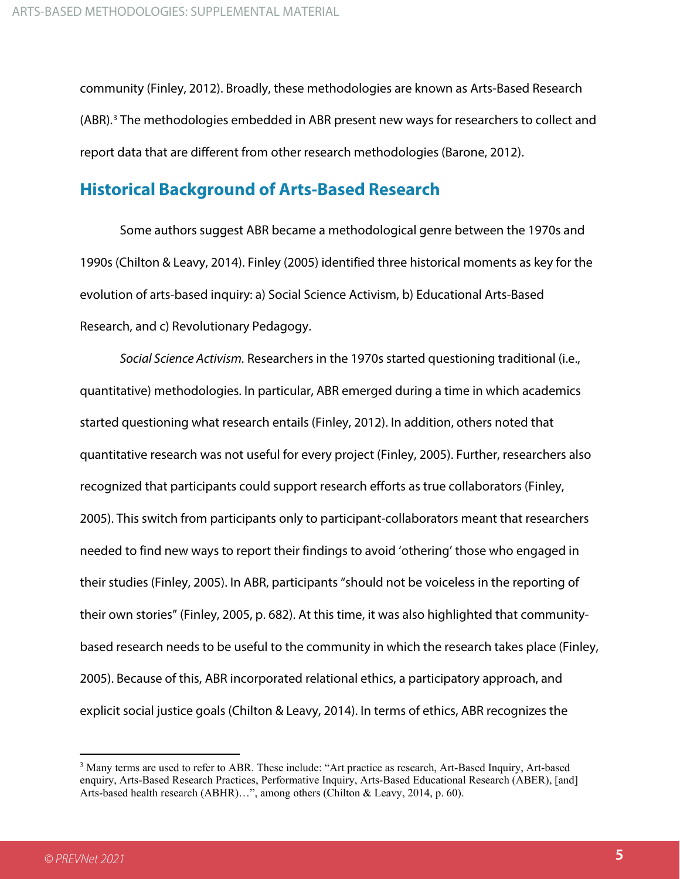community (Finley, 2012). Broadly, these methodologies are known as Arts-Based Research (ABR).[3] The methodologies embedded in ABR present new ways for researchers to collect and report data that are different from other research methodologies (Barone, 2012).

## Historical Background of Arts-Based Research

Some authors suggest ABR became a methodological genre between the 1970s and 1990s (Chilton & Leavy, 2014). Finley (2005) identified three historical moments as key for the evolution of arts-based inquiry: a) Social Science Activism, b) Educational Arts-Based Research, and c) Revolutionary Pedagogy.

*Social Science Activism.* Researchers in the 1970s started questioning traditional (i.e., quantitative) methodologies. In particular, ABR emerged during a time in which academics started questioning what research entails (Finley, 2012). In addition, others noted that quantitative research was not useful for every project (Finley, 2005). Further, researchers also recognized that participants could support research efforts as true collaborators (Finley, 2005). This switch from participants only to participant-collaborators meant that researchers needed to find new ways to report their findings to avoid 'othering' those who engaged in their studies (Finley, 2005). In ABR, participants "should not be voiceless in the reporting of their own stories" (Finley, 2005, p. 682). At this time, it was also highlighted that community-based research needs to be useful to the community in which the research takes place (Finley, 2005). Because of this, ABR incorporated relational ethics, a participatory approach, and explicit social justice goals (Chilton & Leavy, 2014). In terms of ethics, ABR recognizes the

[3] Many terms are used to refer to ABR. These include: "Art practice as research, Art-Based Inquiry, Art-based enquiry, Arts-Based Research Practices, Performative Inquiry, Arts-Based Educational Research (ABER), [and] Arts-based health research (ABHR)…", among others (Chilton & Leavy, 2014, p. 60).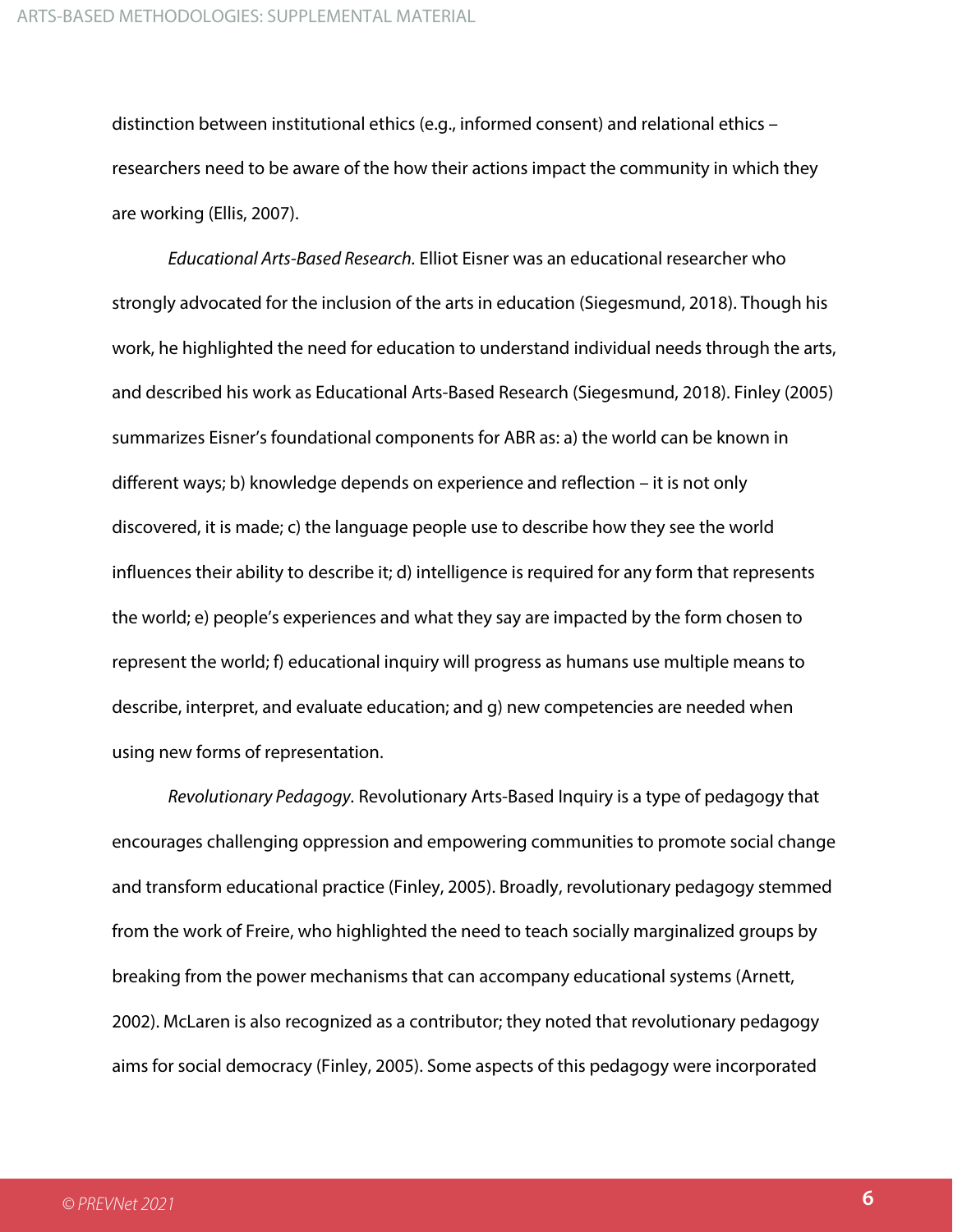distinction between institutional ethics (e.g., informed consent) and relational ethics – researchers need to be aware of the how their actions impact the community in which they are working (Ellis, 2007).

*Educational Arts-Based Research.* Elliot Eisner was an educational researcher who strongly advocated for the inclusion of the arts in education (Siegesmund, 2018). Though his work, he highlighted the need for education to understand individual needs through the arts, and described his work as Educational Arts-Based Research (Siegesmund, 2018). Finley (2005) summarizes Eisner's foundational components for ABR as: a) the world can be known in different ways; b) knowledge depends on experience and reflection – it is not only discovered, it is made; c) the language people use to describe how they see the world influences their ability to describe it; d) intelligence is required for any form that represents the world; e) people's experiences and what they say are impacted by the form chosen to represent the world; f) educational inquiry will progress as humans use multiple means to describe, interpret, and evaluate education; and g) new competencies are needed when using new forms of representation.

*Revolutionary Pedagogy.* Revolutionary Arts-Based Inquiry is a type of pedagogy that encourages challenging oppression and empowering communities to promote social change and transform educational practice (Finley, 2005). Broadly, revolutionary pedagogy stemmed from the work of Freire, who highlighted the need to teach socially marginalized groups by breaking from the power mechanisms that can accompany educational systems (Arnett, 2002). McLaren is also recognized as a contributor; they noted that revolutionary pedagogy aims for social democracy (Finley, 2005). Some aspects of this pedagogy were incorporated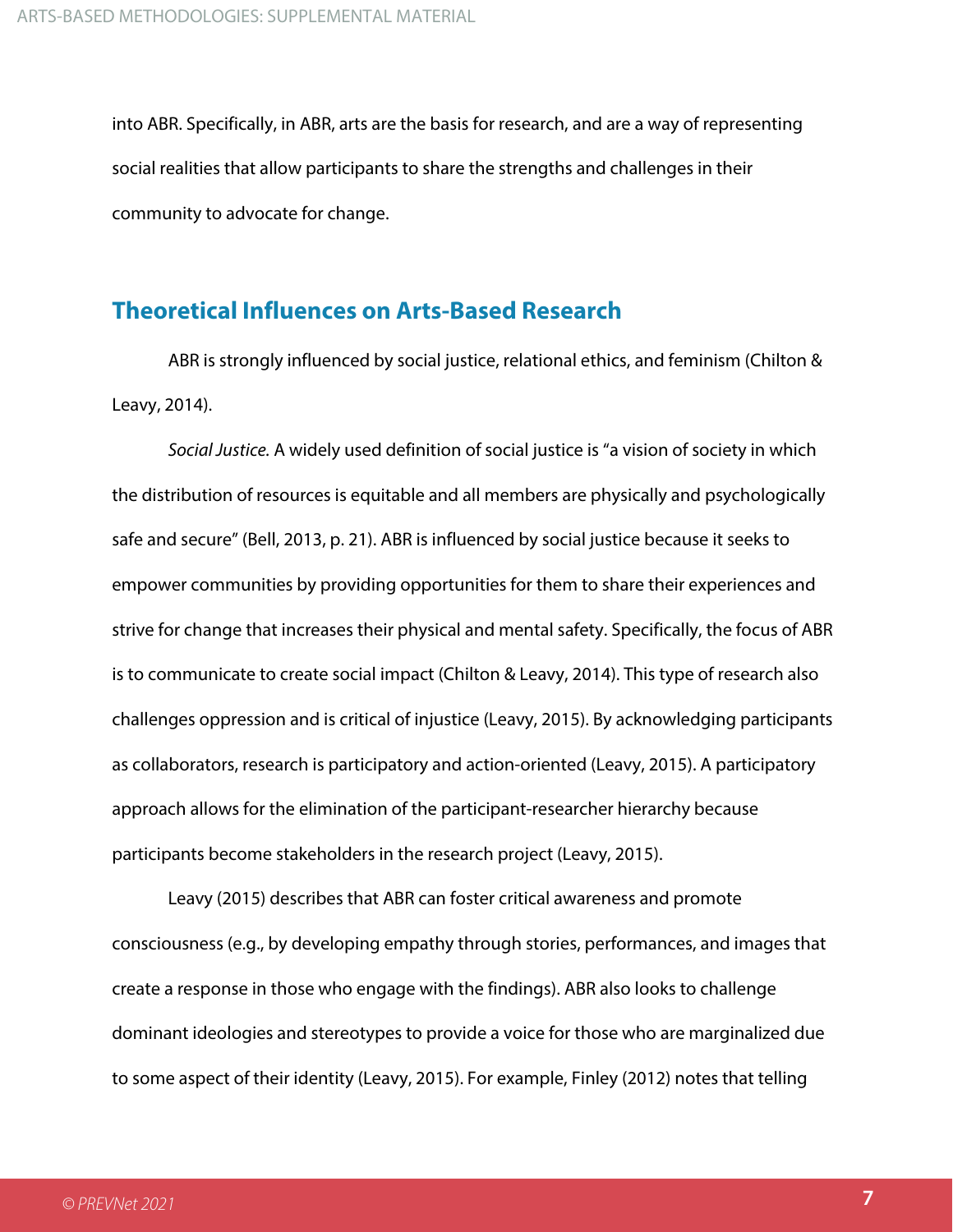into ABR. Specifically, in ABR, arts are the basis for research, and are a way of representing social realities that allow participants to share the strengths and challenges in their community to advocate for change.

## Theoretical Influences on Arts-Based Research

ABR is strongly influenced by social justice, relational ethics, and feminism (Chilton & Leavy, 2014).

*Social Justice.* A widely used definition of social justice is "a vision of society in which the distribution of resources is equitable and all members are physically and psychologically safe and secure" (Bell, 2013, p. 21). ABR is influenced by social justice because it seeks to empower communities by providing opportunities for them to share their experiences and strive for change that increases their physical and mental safety. Specifically, the focus of ABR is to communicate to create social impact (Chilton & Leavy, 2014). This type of research also challenges oppression and is critical of injustice (Leavy, 2015). By acknowledging participants as collaborators, research is participatory and action-oriented (Leavy, 2015). A participatory approach allows for the elimination of the participant-researcher hierarchy because participants become stakeholders in the research project (Leavy, 2015).

Leavy (2015) describes that ABR can foster critical awareness and promote consciousness (e.g., by developing empathy through stories, performances, and images that create a response in those who engage with the findings). ABR also looks to challenge dominant ideologies and stereotypes to provide a voice for those who are marginalized due to some aspect of their identity (Leavy, 2015). For example, Finley (2012) notes that telling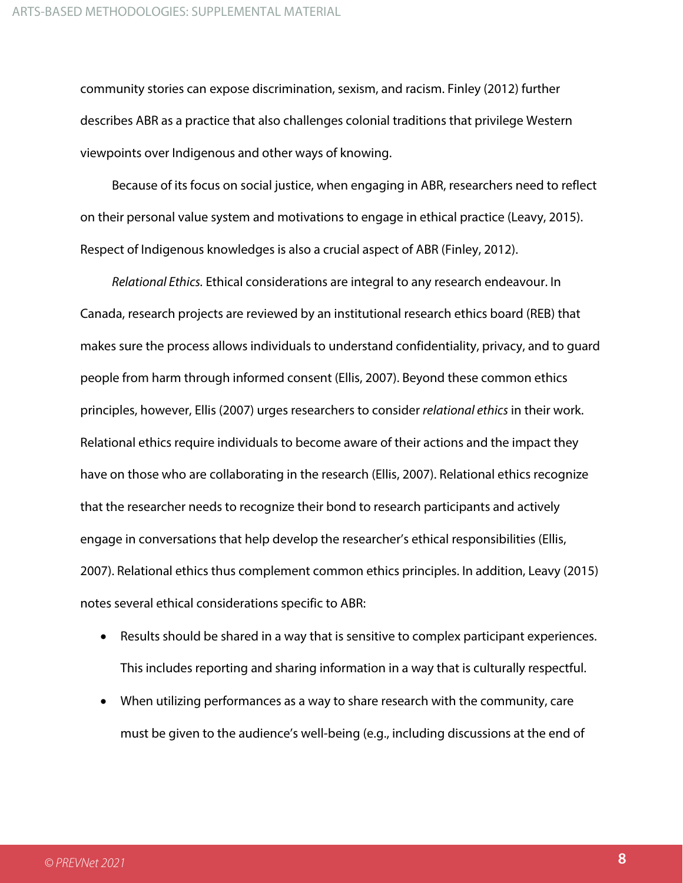community stories can expose discrimination, sexism, and racism. Finley (2012) further describes ABR as a practice that also challenges colonial traditions that privilege Western viewpoints over Indigenous and other ways of knowing.

Because of its focus on social justice, when engaging in ABR, researchers need to reflect on their personal value system and motivations to engage in ethical practice (Leavy, 2015). Respect of Indigenous knowledges is also a crucial aspect of ABR (Finley, 2012).

*Relational Ethics.* Ethical considerations are integral to any research endeavour. In Canada, research projects are reviewed by an institutional research ethics board (REB) that makes sure the process allows individuals to understand confidentiality, privacy, and to guard people from harm through informed consent (Ellis, 2007). Beyond these common ethics principles, however, Ellis (2007) urges researchers to consider *relational ethics* in their work. Relational ethics require individuals to become aware of their actions and the impact they have on those who are collaborating in the research (Ellis, 2007). Relational ethics recognize that the researcher needs to recognize their bond to research participants and actively engage in conversations that help develop the researcher's ethical responsibilities (Ellis, 2007). Relational ethics thus complement common ethics principles. In addition, Leavy (2015) notes several ethical considerations specific to ABR:

- Results should be shared in a way that is sensitive to complex participant experiences. This includes reporting and sharing information in a way that is culturally respectful.
- When utilizing performances as a way to share research with the community, care must be given to the audience's well-being (e.g., including discussions at the end of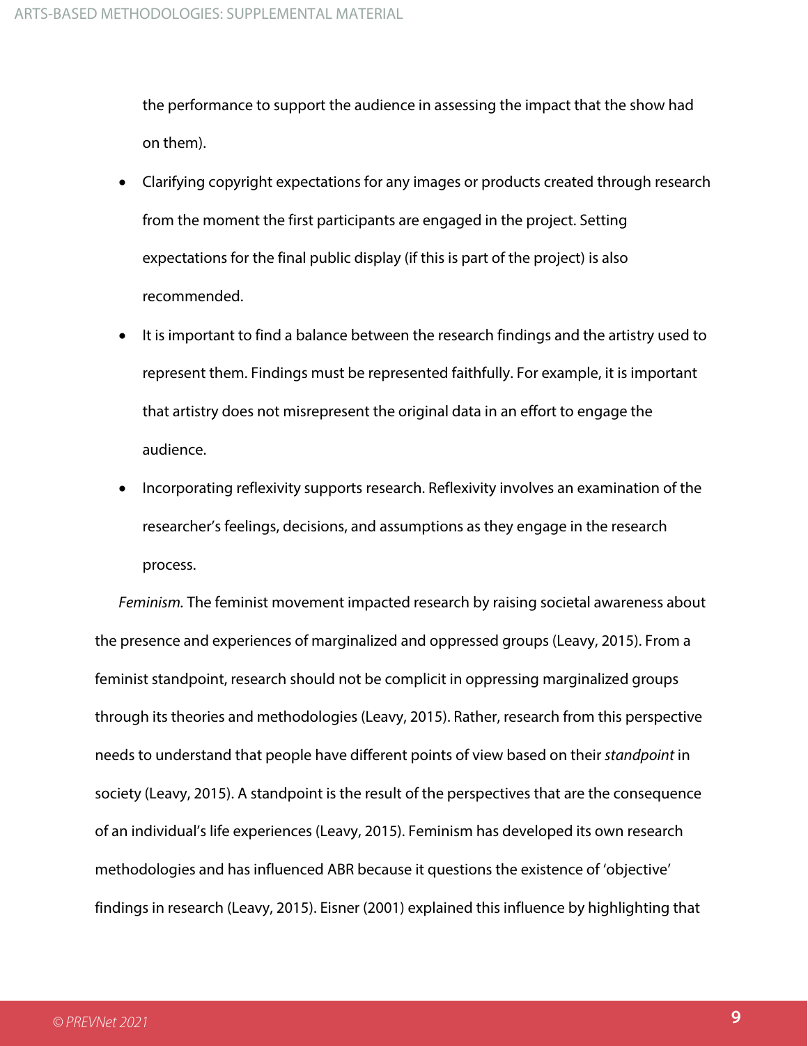the performance to support the audience in assessing the impact that the show had on them).

- Clarifying copyright expectations for any images or products created through research from the moment the first participants are engaged in the project. Setting expectations for the final public display (if this is part of the project) is also recommended.
- It is important to find a balance between the research findings and the artistry used to represent them. Findings must be represented faithfully. For example, it is important that artistry does not misrepresent the original data in an effort to engage the audience.
- Incorporating reflexivity supports research. Reflexivity involves an examination of the researcher's feelings, decisions, and assumptions as they engage in the research process.

*Feminism.* The feminist movement impacted research by raising societal awareness about the presence and experiences of marginalized and oppressed groups (Leavy, 2015). From a feminist standpoint, research should not be complicit in oppressing marginalized groups through its theories and methodologies (Leavy, 2015). Rather, research from this perspective needs to understand that people have different points of view based on their *standpoint* in society (Leavy, 2015). A standpoint is the result of the perspectives that are the consequence of an individual's life experiences (Leavy, 2015). Feminism has developed its own research methodologies and has influenced ABR because it questions the existence of 'objective' findings in research (Leavy, 2015). Eisner (2001) explained this influence by highlighting that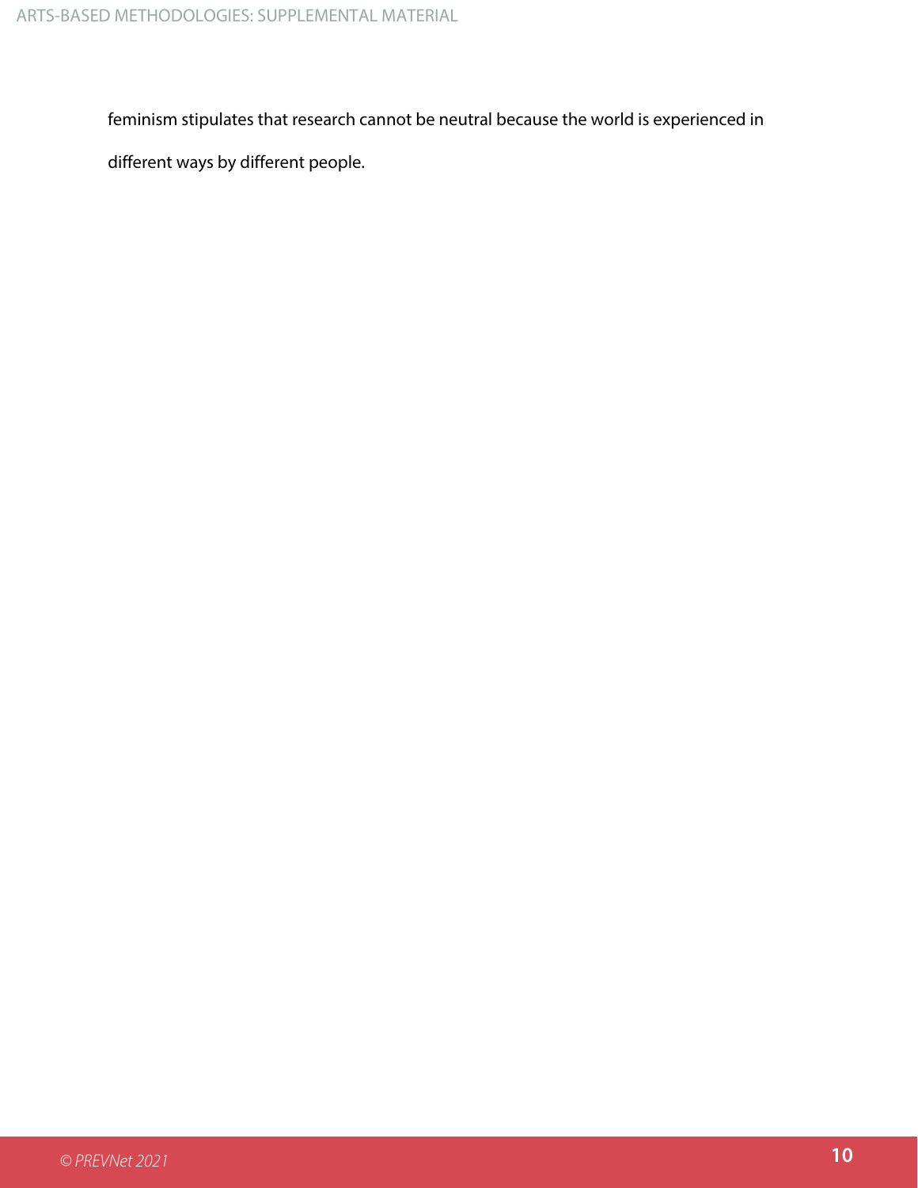feminism stipulates that research cannot be neutral because the world is experienced in different ways by different people.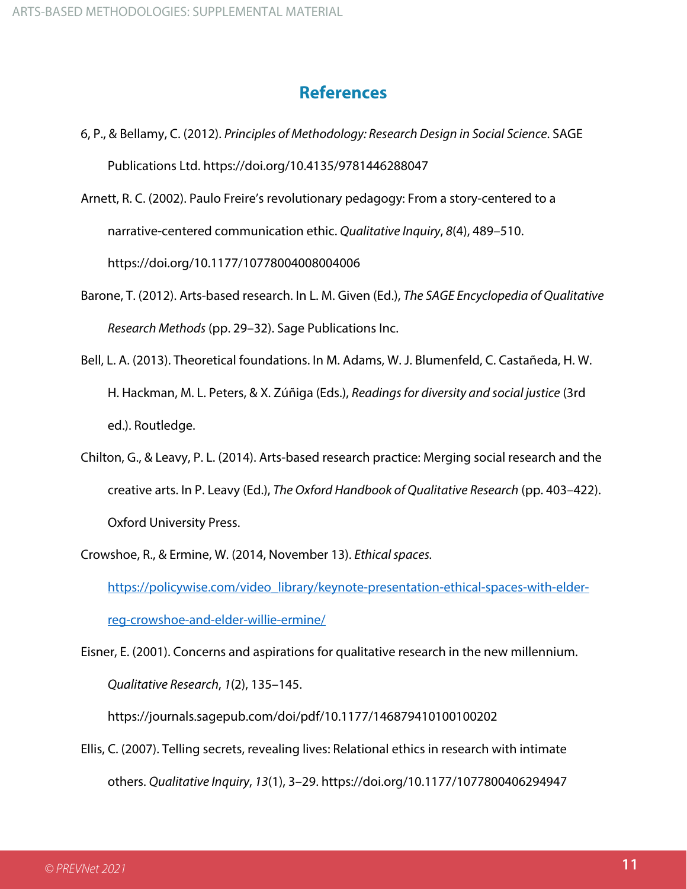## References

6, P., & Bellamy, C. (2012). *Principles of Methodology: Research Design in Social Science*. SAGE Publications Ltd. https://doi.org/10.4135/9781446288047

Arnett, R. C. (2002). Paulo Freire's revolutionary pedagogy: From a story-centered to a narrative-centered communication ethic. *Qualitative Inquiry*, *8*(4), 489–510. https://doi.org/10.1177/10778004008004006

Barone, T. (2012). Arts-based research. In L. M. Given (Ed.), *The SAGE Encyclopedia of Qualitative Research Methods* (pp. 29–32). Sage Publications Inc.

Bell, L. A. (2013). Theoretical foundations. In M. Adams, W. J. Blumenfeld, C. Castañeda, H. W. H. Hackman, M. L. Peters, & X. Zúñiga (Eds.), *Readings for diversity and social justice* (3rd ed.). Routledge.

Chilton, G., & Leavy, P. L. (2014). Arts-based research practice: Merging social research and the creative arts. In P. Leavy (Ed.), *The Oxford Handbook of Qualitative Research* (pp. 403–422). Oxford University Press.

Crowshoe, R., & Ermine, W. (2014, November 13). *Ethical spaces.* https://policywise.com/video_library/keynote-presentation-ethical-spaces-with-elder-reg-crowshoe-and-elder-willie-ermine/

Eisner, E. (2001). Concerns and aspirations for qualitative research in the new millennium. *Qualitative Research*, *1*(2), 135–145. https://journals.sagepub.com/doi/pdf/10.1177/146879410100100202

Ellis, C. (2007). Telling secrets, revealing lives: Relational ethics in research with intimate others. *Qualitative Inquiry*, *13*(1), 3–29. https://doi.org/10.1177/1077800406294947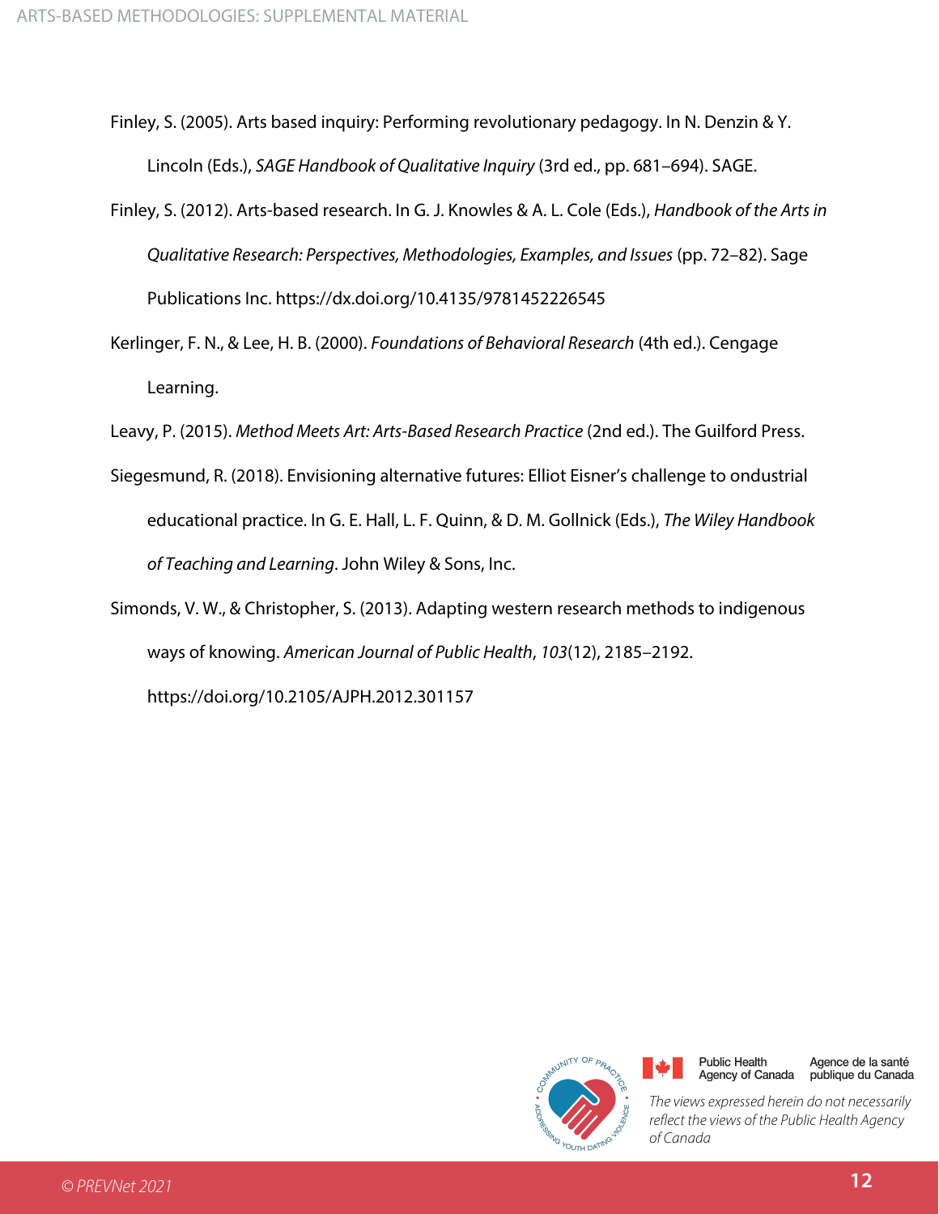Finley, S. (2005). Arts based inquiry: Performing revolutionary pedagogy. In N. Denzin & Y. Lincoln (Eds.), *SAGE Handbook of Qualitative Inquiry* (3rd ed., pp. 681–694). SAGE.

Finley, S. (2012). Arts-based research. In G. J. Knowles & A. L. Cole (Eds.), *Handbook of the Arts in Qualitative Research: Perspectives, Methodologies, Examples, and Issues* (pp. 72–82). Sage Publications Inc. https://dx.doi.org/10.4135/9781452226545

Kerlinger, F. N., & Lee, H. B. (2000). *Foundations of Behavioral Research* (4th ed.). Cengage Learning.

Leavy, P. (2015). *Method Meets Art: Arts-Based Research Practice* (2nd ed.). The Guilford Press.

Siegesmund, R. (2018). Envisioning alternative futures: Elliot Eisner's challenge to ondustrial educational practice. In G. E. Hall, L. F. Quinn, & D. M. Gollnick (Eds.), *The Wiley Handbook of Teaching and Learning*. John Wiley & Sons, Inc.

Simonds, V. W., & Christopher, S. (2013). Adapting western research methods to indigenous ways of knowing. *American Journal of Public Health*, *103*(12), 2185–2192. https://doi.org/10.2105/AJPH.2012.301157

Public Health Agency of Canada / Agence de la santé publique du Canada

*The views expressed herein do not necessarily reflect the views of the Public Health Agency of Canada*

*© PREVNet 2021*